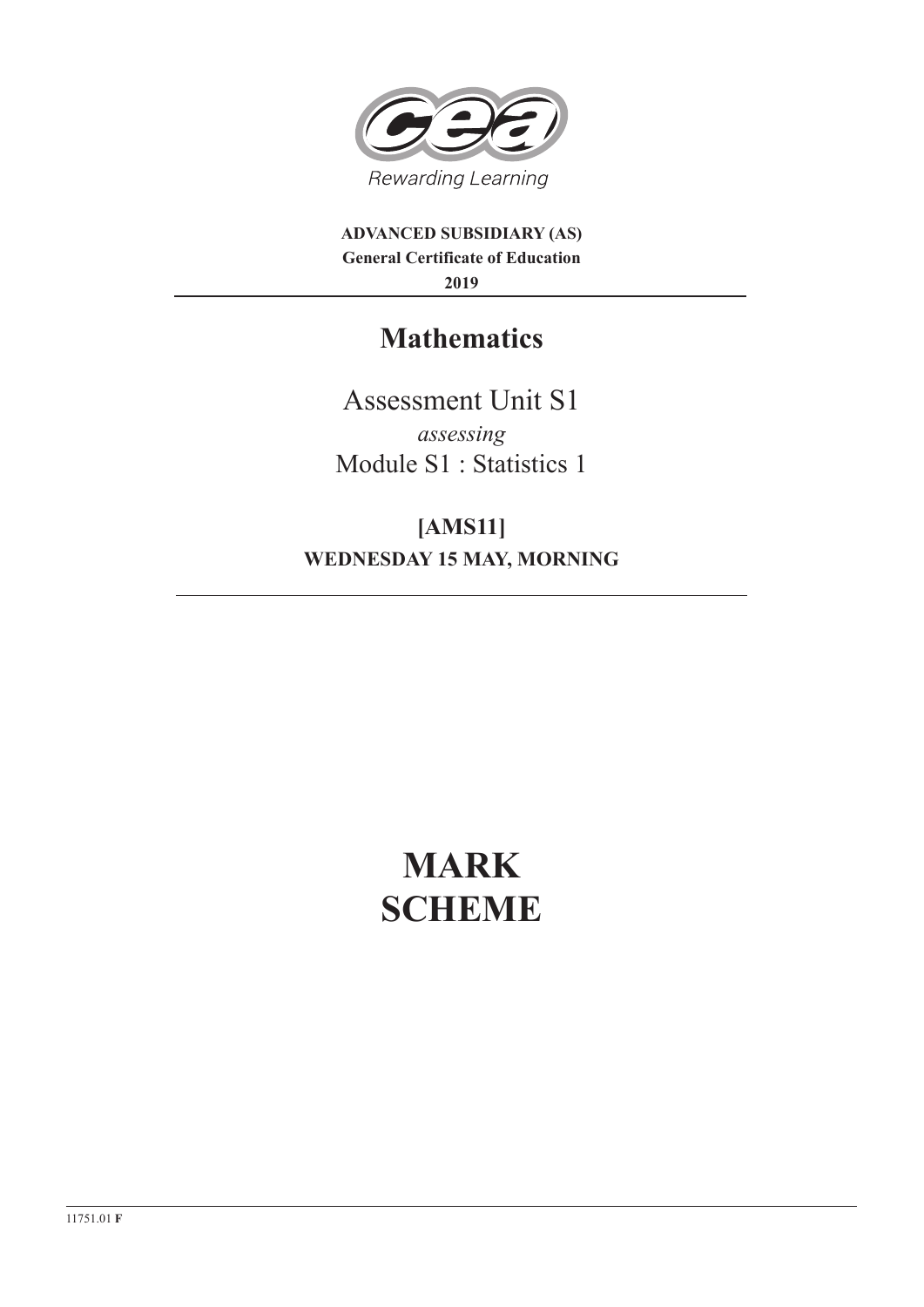Rewarding Learning

**ADVANCED SUBSIDIARY (AS)**
**General Certificate of Education**
**2019**

# Mathematics

Assessment Unit S1
*assessing*
Module S1 : Statistics 1

## [AMS11]

**WEDNESDAY 15 MAY, MORNING**

# MARK SCHEME

11751.01 **F**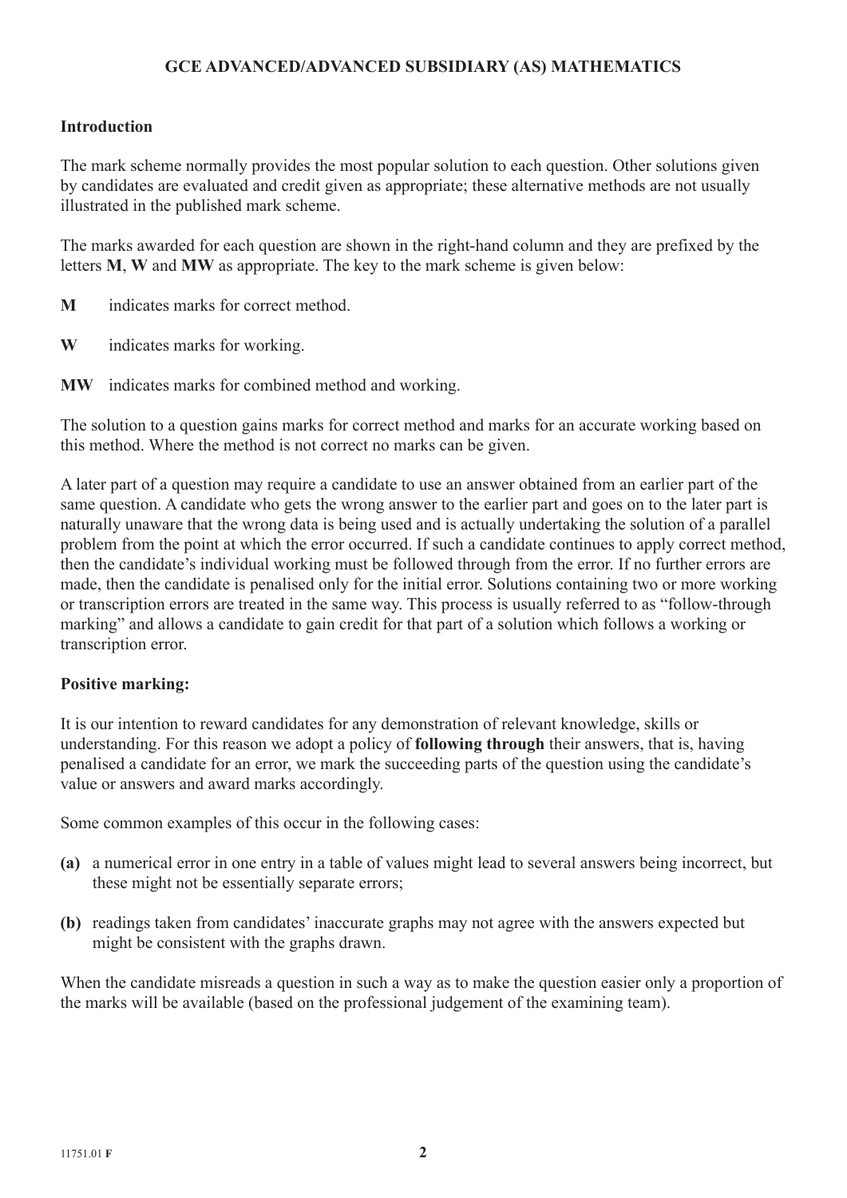## GCE ADVANCED/ADVANCED SUBSIDIARY (AS) MATHEMATICS

### Introduction

The mark scheme normally provides the most popular solution to each question. Other solutions given by candidates are evaluated and credit given as appropriate; these alternative methods are not usually illustrated in the published mark scheme.

The marks awarded for each question are shown in the right-hand column and they are prefixed by the letters **M**, **W** and **MW** as appropriate. The key to the mark scheme is given below:

**M** indicates marks for correct method.

**W** indicates marks for working.

**MW** indicates marks for combined method and working.

The solution to a question gains marks for correct method and marks for an accurate working based on this method. Where the method is not correct no marks can be given.

A later part of a question may require a candidate to use an answer obtained from an earlier part of the same question. A candidate who gets the wrong answer to the earlier part and goes on to the later part is naturally unaware that the wrong data is being used and is actually undertaking the solution of a parallel problem from the point at which the error occurred. If such a candidate continues to apply correct method, then the candidate's individual working must be followed through from the error. If no further errors are made, then the candidate is penalised only for the initial error. Solutions containing two or more working or transcription errors are treated in the same way. This process is usually referred to as "follow-through marking" and allows a candidate to gain credit for that part of a solution which follows a working or transcription error.

### Positive marking:

It is our intention to reward candidates for any demonstration of relevant knowledge, skills or understanding. For this reason we adopt a policy of **following through** their answers, that is, having penalised a candidate for an error, we mark the succeeding parts of the question using the candidate's value or answers and award marks accordingly.

Some common examples of this occur in the following cases:

**(a)** a numerical error in one entry in a table of values might lead to several answers being incorrect, but these might not be essentially separate errors;

**(b)** readings taken from candidates' inaccurate graphs may not agree with the answers expected but might be consistent with the graphs drawn.

When the candidate misreads a question in such a way as to make the question easier only a proportion of the marks will be available (based on the professional judgement of the examining team).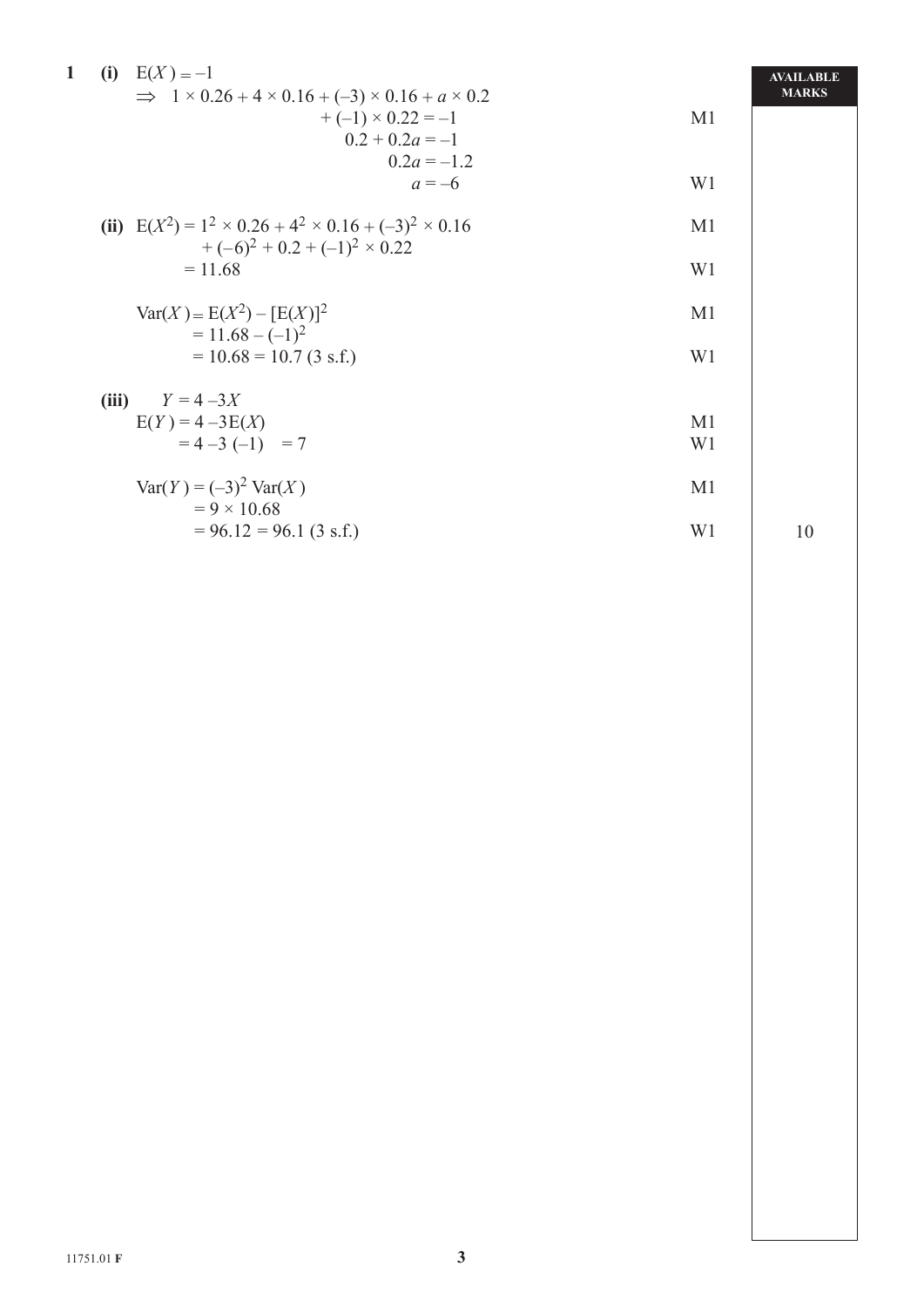| | | | AVAILABLE MARKS |
|---|---|---|---|
| **1** | **(i)** $\mathrm{E}(X) = -1$ | | |
| | $\Rightarrow \quad 1 \times 0.26 + 4 \times 0.16 + (-3) \times 0.16 + a \times 0.2$ | | |
| | $+ (-1) \times 0.22 = -1$ | M1 | |
| | $0.2 + 0.2a = -1$ | | |
| | $0.2a = -1.2$ | | |
| | $a = -6$ | W1 | |
| | **(ii)** $\mathrm{E}(X^2) = 1^2 \times 0.26 + 4^2 \times 0.16 + (-3)^2 \times 0.16$ | M1 | |
| | $+ (-6)^2 + 0.2 + (-1)^2 \times 0.22$ | | |
| | $= 11.68$ | W1 | |
| | $\mathrm{Var}(X) = \mathrm{E}(X^2) - [\mathrm{E}(X)]^2$ | M1 | |
| | $= 11.68 - (-1)^2$ | | |
| | $= 10.68 = 10.7$ (3 s.f.) | W1 | |
| | **(iii)** $Y = 4 - 3X$ | | |
| | $\mathrm{E}(Y) = 4 - 3\mathrm{E}(X)$ | M1 | |
| | $= 4 - 3(-1) \quad = 7$ | W1 | |
| | $\mathrm{Var}(Y) = (-3)^2\ \mathrm{Var}(X)$ | M1 | |
| | $= 9 \times 10.68$ | | |
| | $= 96.12 = 96.1$ (3 s.f.) | W1 | 10 |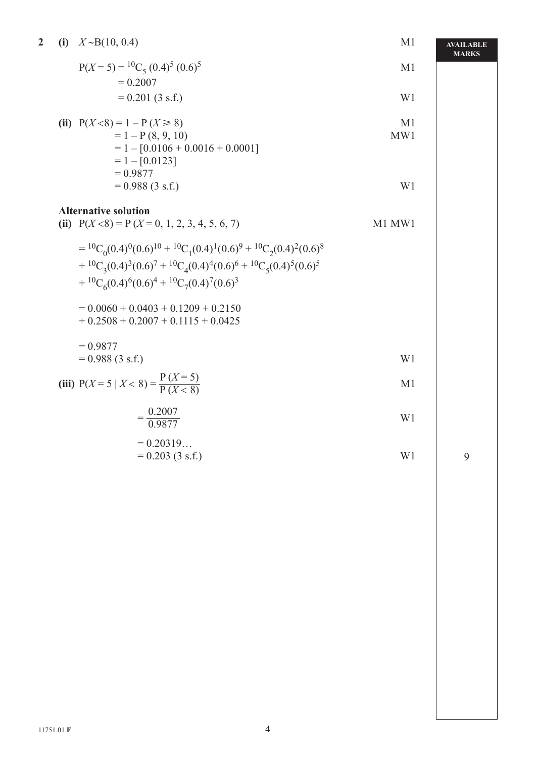| | | | AVAILABLE MARKS |
|---|---|---|---|
| **2** | **(i)** $X \sim B(10, 0.4)$ | M1 | |
| | $P(X = 5) = {}^{10}C_5\,(0.4)^5\,(0.6)^5$ | M1 | |
| | $= 0.2007$ | | |
| | $= 0.201$ (3 s.f.) | W1 | |
| | **(ii)** $P(X < 8) = 1 - P(X \geqslant 8)$ | M1 | |
| | $= 1 - P(8, 9, 10)$ | MW1 | |
| | $= 1 - [0.0106 + 0.0016 + 0.0001]$ | | |
| | $= 1 - [0.0123]$ | | |
| | $= 0.9877$ | | |
| | $= 0.988$ (3 s.f.) | W1 | |
| | **Alternative solution** | | |
| | **(ii)** $P(X < 8) = P(X = 0, 1, 2, 3, 4, 5, 6, 7)$ | M1 MW1 | |
| | $= {}^{10}C_0(0.4)^0(0.6)^{10} + {}^{10}C_1(0.4)^1(0.6)^9 + {}^{10}C_2(0.4)^2(0.6)^8$ $+ {}^{10}C_3(0.4)^3(0.6)^7 + {}^{10}C_4(0.4)^4(0.6)^6 + {}^{10}C_5(0.4)^5(0.6)^5$ $+ {}^{10}C_6(0.4)^6(0.6)^4 + {}^{10}C_7(0.4)^7(0.6)^3$ | | |
| | $= 0.0060 + 0.0403 + 0.1209 + 0.2150$ $+ 0.2508 + 0.2007 + 0.1115 + 0.0425$ | | |
| | $= 0.9877$ | | |
| | $= 0.988$ (3 s.f.) | W1 | |
| | **(iii)** $P(X = 5 \mid X < 8) = \dfrac{P(X = 5)}{P(X < 8)}$ | M1 | |
| | $= \dfrac{0.2007}{0.9877}$ | W1 | |
| | $= 0.20319\ldots$ | | |
| | $= 0.203$ (3 s.f.) | W1 | 9 |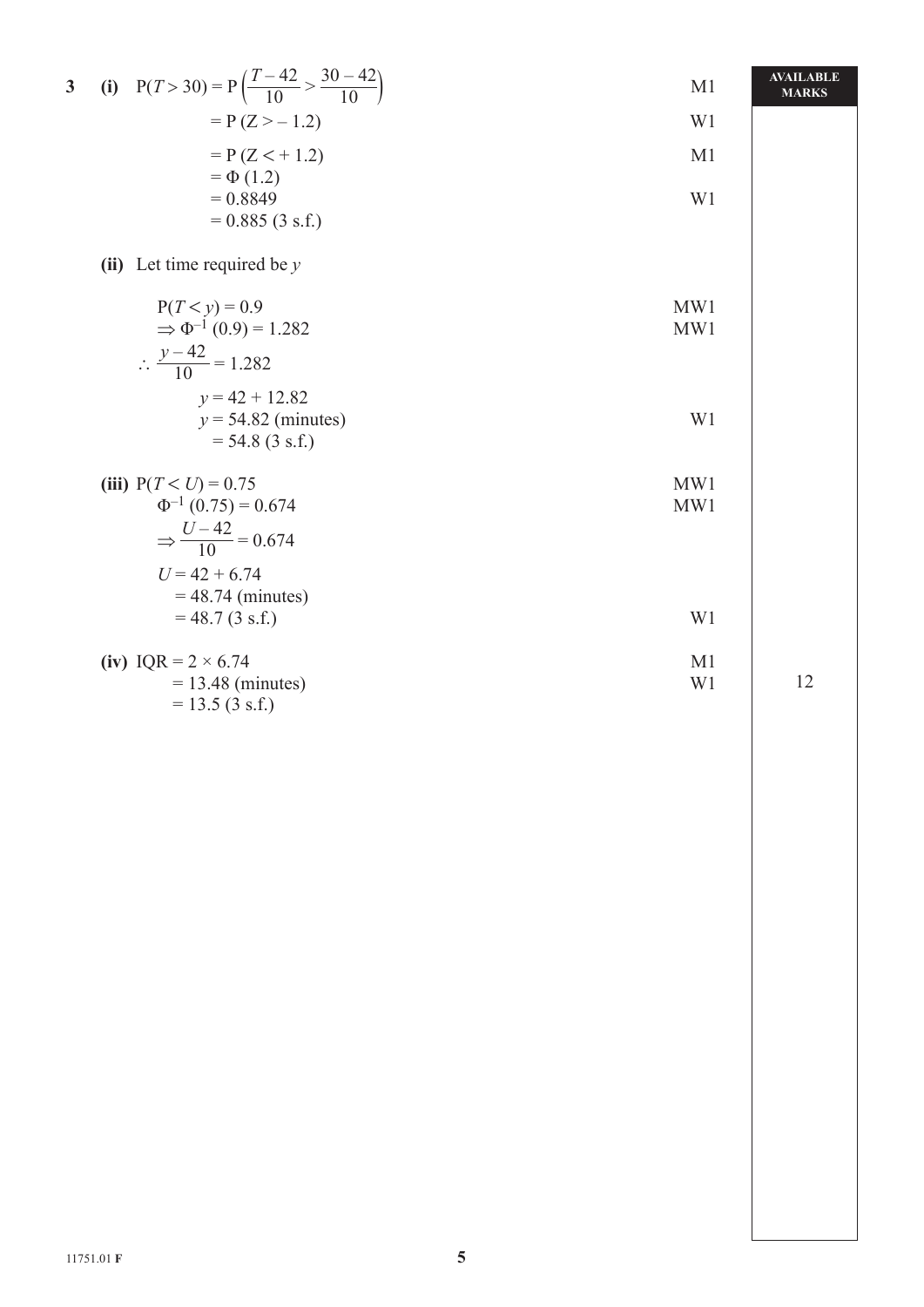| | | AVAILABLE MARKS |
|---|---|---|
| **3** **(i)** $\mathrm{P}(T > 30) = \mathrm{P}\left(\frac{T-42}{10} > \frac{30-42}{10}\right)$ | M1 | |
| $= \mathrm{P}(Z > -1.2)$ | W1 | |
| $= \mathrm{P}(Z < +1.2)$ | M1 | |
| $= \Phi(1.2)$ | | |
| $= 0.8849$ | W1 | |
| $= 0.885$ (3 s.f.) | | |
| **(ii)** Let time required be $y$ | | |
| $\mathrm{P}(T < y) = 0.9$ | MW1 | |
| $\Rightarrow \Phi^{-1}(0.9) = 1.282$ | MW1 | |
| $\therefore \frac{y-42}{10} = 1.282$ | | |
| $y = 42 + 12.82$ | | |
| $y = 54.82$ (minutes) | W1 | |
| $= 54.8$ (3 s.f.) | | |
| **(iii)** $\mathrm{P}(T < U) = 0.75$ | MW1 | |
| $\Phi^{-1}(0.75) = 0.674$ | MW1 | |
| $\Rightarrow \frac{U-42}{10} = 0.674$ | | |
| $U = 42 + 6.74$ | | |
| $= 48.74$ (minutes) | | |
| $= 48.7$ (3 s.f.) | W1 | |
| **(iv)** IQR $= 2 \times 6.74$ | M1 | |
| $= 13.48$ (minutes) | W1 | 12 |
| $= 13.5$ (3 s.f.) | | |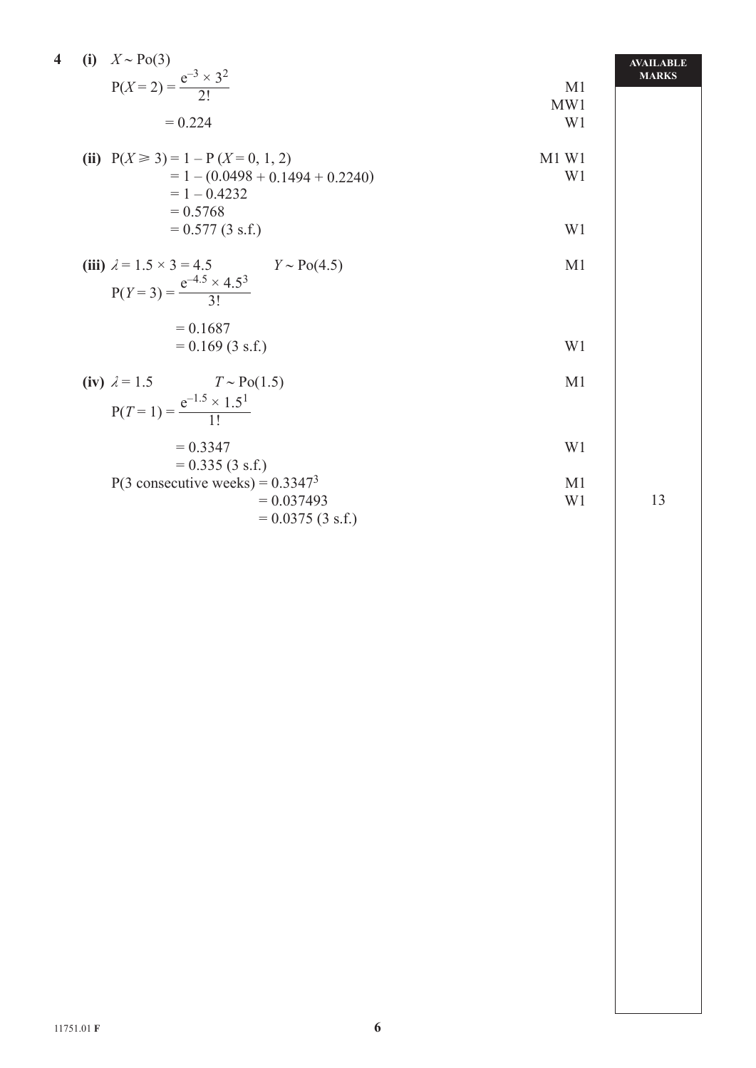| | | AVAILABLE MARKS |
|---|---|---|
| **4** **(i)** $X \sim \text{Po}(3)$ | | |
| $\text{P}(X = 2) = \dfrac{e^{-3} \times 3^2}{2!}$ | M1 | |
| | MW1 | |
| $= 0.224$ | W1 | |
| **(ii)** $\text{P}(X \geqslant 3) = 1 - \text{P}(X = 0, 1, 2)$ | M1 W1 | |
| $= 1 - (0.0498 + 0.1494 + 0.2240)$ | W1 | |
| $= 1 - 0.4232$ | | |
| $= 0.5768$ | | |
| $= 0.577$ (3 s.f.) | W1 | |
| **(iii)** $\lambda = 1.5 \times 3 = 4.5$ $\quad Y \sim \text{Po}(4.5)$ | M1 | |
| $\text{P}(Y = 3) = \dfrac{e^{-4.5} \times 4.5^3}{3!}$ | | |
| $= 0.1687$ | | |
| $= 0.169$ (3 s.f.) | W1 | |
| **(iv)** $\lambda = 1.5$ $\quad T \sim \text{Po}(1.5)$ | M1 | |
| $\text{P}(T = 1) = \dfrac{e^{-1.5} \times 1.5^1}{1!}$ | | |
| $= 0.3347$ | W1 | |
| $= 0.335$ (3 s.f.) | | |
| P(3 consecutive weeks) $= 0.3347^3$ | M1 | |
| $= 0.037493$ | W1 | 13 |
| $= 0.0375$ (3 s.f.) | | |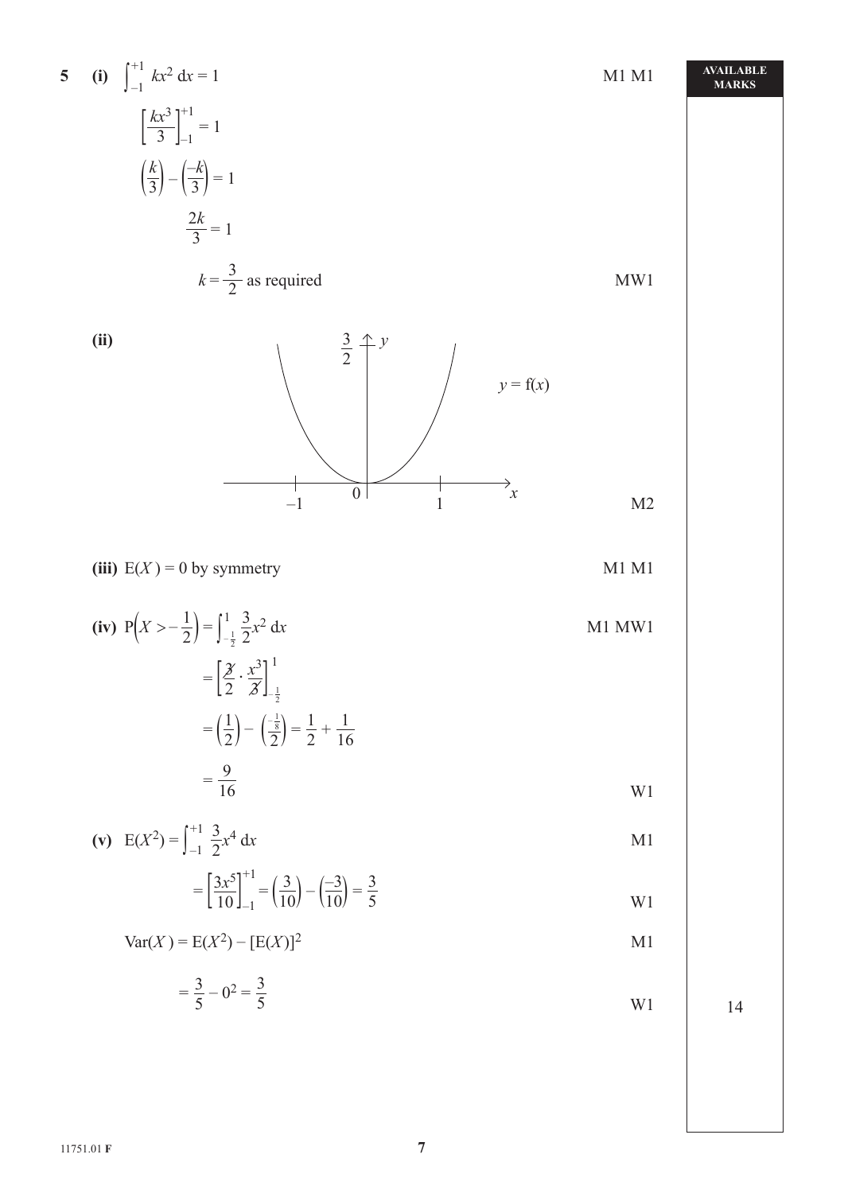**5** **(i)** $\int_{-1}^{+1} kx^2 \, dx = 1$ M1 M1

$$\left[\frac{kx^3}{3}\right]_{-1}^{+1} = 1$$

$$\left(\frac{k}{3}\right) - \left(\frac{-k}{3}\right) = 1$$

$$\frac{2k}{3} = 1$$

$$k = \frac{3}{2} \text{ as required}$$ MW1

**(ii)** [Sketch of $y = f(x)$: parabola through origin, from $x = -1$ to $x = 1$, reaching $y = \frac{3}{2}$] M2

**(iii)** $E(X) = 0$ by symmetry M1 M1

**(iv)** $P\left(X > -\frac{1}{2}\right) = \int_{-\frac{1}{2}}^{1} \frac{3}{2}x^2 \, dx$ M1 MW1

$$= \left[\frac{3}{2} \cdot \frac{x^3}{3}\right]_{-\frac{1}{2}}^{1}$$

$$= \left(\frac{1}{2}\right) - \left(\frac{-\frac{1}{8}}{2}\right) = \frac{1}{2} + \frac{1}{16}$$

$$= \frac{9}{16}$$ W1

**(v)** $E(X^2) = \int_{-1}^{+1} \frac{3}{2}x^4 \, dx$ M1

$$= \left[\frac{3x^5}{10}\right]_{-1}^{+1} = \left(\frac{3}{10}\right) - \left(\frac{-3}{10}\right) = \frac{3}{5}$$ W1

$\text{Var}(X) = E(X^2) - [E(X)]^2$ M1

$$= \frac{3}{5} - 0^2 = \frac{3}{5}$$ W1

AVAILABLE MARKS: 14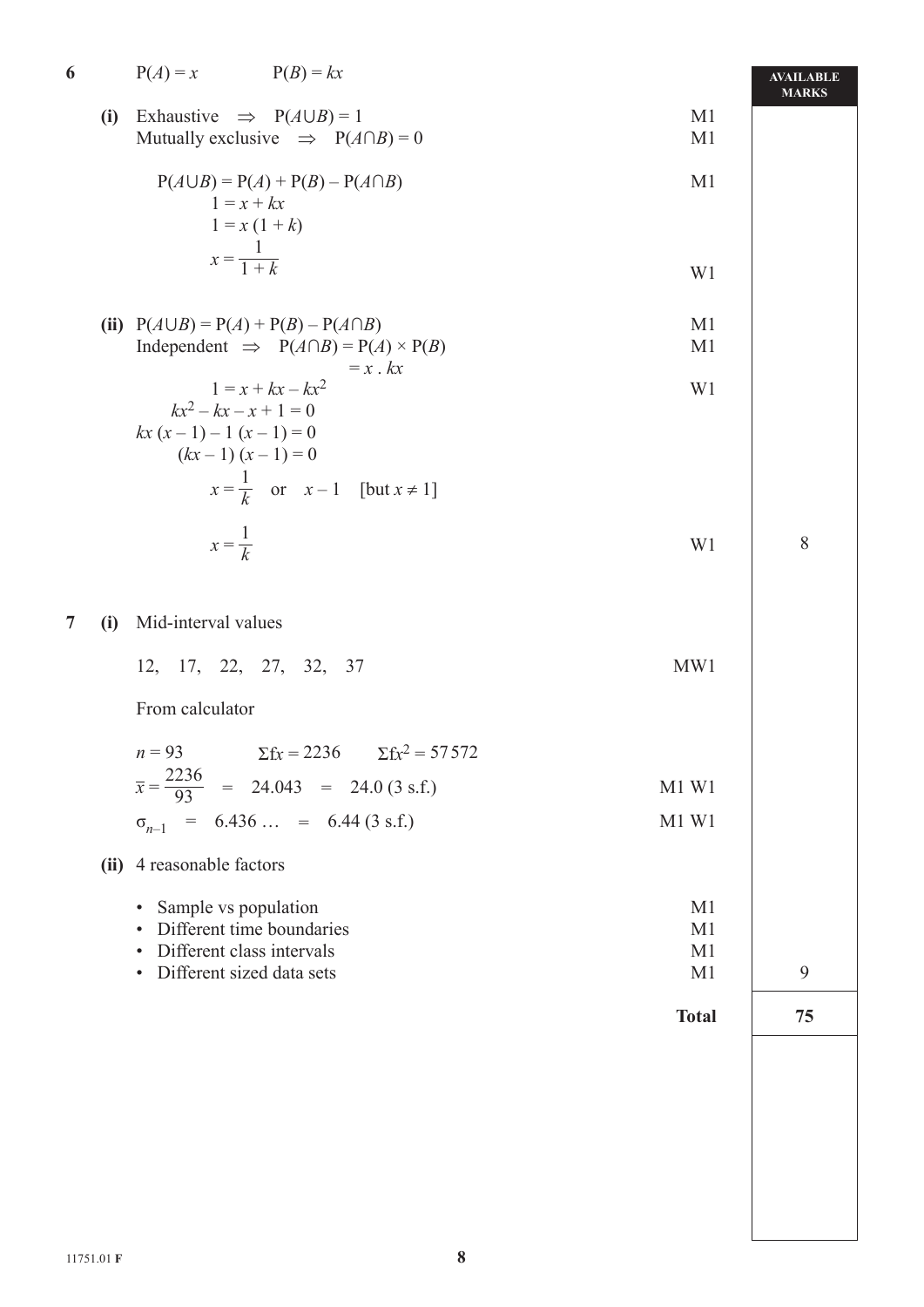**AVAILABLE MARKS**

**6** $P(A) = x$ $\qquad$ $P(B) = kx$

**(i)** Exhaustive $\Rightarrow$ $P(A \cup B) = 1$ — M1

Mutually exclusive $\Rightarrow$ $P(A \cap B) = 0$ — M1

$P(A \cup B) = P(A) + P(B) - P(A \cap B)$ — M1

$1 = x + kx$

$1 = x(1 + k)$

$x = \dfrac{1}{1 + k}$ — W1

**(ii)** $P(A \cup B) = P(A) + P(B) - P(A \cap B)$ — M1

Independent $\Rightarrow$ $P(A \cap B) = P(A) \times P(B)$ — M1

$= x \,.\, kx$

$1 = x + kx - kx^2$ — W1

$kx^2 - kx - x + 1 = 0$

$kx(x - 1) - 1(x - 1) = 0$

$(kx - 1)(x - 1) = 0$

$x = \dfrac{1}{k}$ or $x - 1$ [but $x \neq 1$]

$x = \dfrac{1}{k}$ — W1 — **8**

**7** **(i)** Mid-interval values

12, 17, 22, 27, 32, 37 — MW1

From calculator

$n = 93$ $\qquad$ $\Sigma fx = 2236$ $\qquad$ $\Sigma fx^2 = 57\,572$

$\bar{x} = \dfrac{2236}{93} = 24.043 = 24.0$ (3 s.f.) — M1 W1

$\sigma_{n-1} = 6.436\ldots = 6.44$ (3 s.f.) — M1 W1

**(ii)** 4 reasonable factors

- Sample vs population — M1
- Different time boundaries — M1
- Different class intervals — M1
- Different sized data sets — M1 — **9**

**Total** — **75**